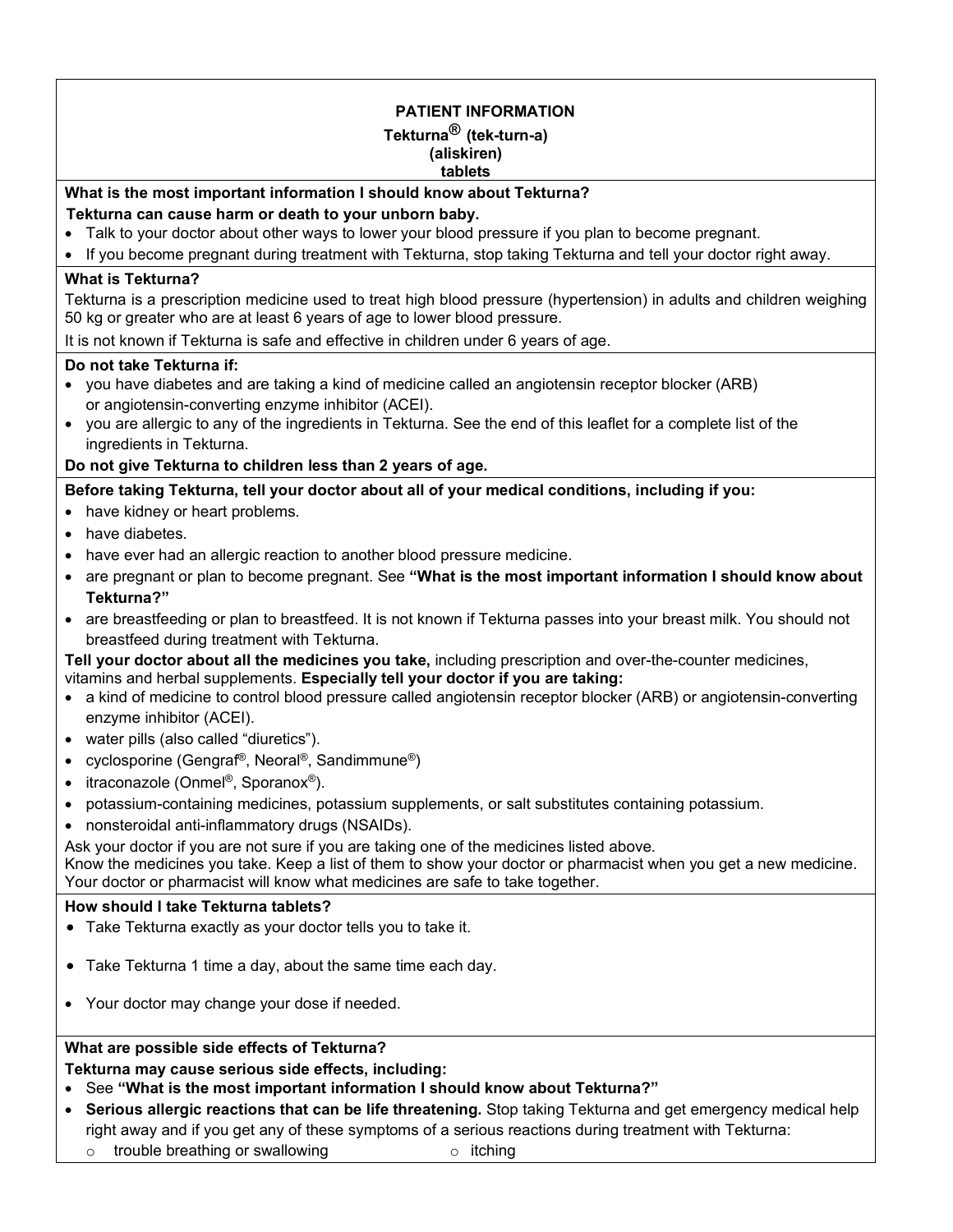# PATIENT INFORMATION

**Tekturna® (tek-turn-a)**
**(aliskiren)**
**tablets**

**What is the most important information I should know about Tekturna?**

**Tekturna can cause harm or death to your unborn baby.**

- Talk to your doctor about other ways to lower your blood pressure if you plan to become pregnant.
- If you become pregnant during treatment with Tekturna, stop taking Tekturna and tell your doctor right away.

**What is Tekturna?**

Tekturna is a prescription medicine used to treat high blood pressure (hypertension) in adults and children weighing 50 kg or greater who are at least 6 years of age to lower blood pressure.

It is not known if Tekturna is safe and effective in children under 6 years of age.

**Do not take Tekturna if:**

- you have diabetes and are taking a kind of medicine called an angiotensin receptor blocker (ARB) or angiotensin-converting enzyme inhibitor (ACEI).
- you are allergic to any of the ingredients in Tekturna. See the end of this leaflet for a complete list of the ingredients in Tekturna.

**Do not give Tekturna to children less than 2 years of age.**

**Before taking Tekturna, tell your doctor about all of your medical conditions, including if you:**

- have kidney or heart problems.
- have diabetes.
- have ever had an allergic reaction to another blood pressure medicine.
- are pregnant or plan to become pregnant. See **"What is the most important information I should know about Tekturna?"**
- are breastfeeding or plan to breastfeed. It is not known if Tekturna passes into your breast milk. You should not breastfeed during treatment with Tekturna.

**Tell your doctor about all the medicines you take,** including prescription and over-the-counter medicines, vitamins and herbal supplements. **Especially tell your doctor if you are taking:**

- a kind of medicine to control blood pressure called angiotensin receptor blocker (ARB) or angiotensin-converting enzyme inhibitor (ACEI).
- water pills (also called "diuretics").
- cyclosporine (Gengraf®, Neoral®, Sandimmune®)
- itraconazole (Onmel®, Sporanox®).
- potassium-containing medicines, potassium supplements, or salt substitutes containing potassium.
- nonsteroidal anti-inflammatory drugs (NSAIDs).

Ask your doctor if you are not sure if you are taking one of the medicines listed above.
Know the medicines you take. Keep a list of them to show your doctor or pharmacist when you get a new medicine. Your doctor or pharmacist will know what medicines are safe to take together.

**How should I take Tekturna tablets?**

- Take Tekturna exactly as your doctor tells you to take it.
- Take Tekturna 1 time a day, about the same time each day.
- Your doctor may change your dose if needed.

**What are possible side effects of Tekturna?**

**Tekturna may cause serious side effects, including:**

- See **"What is the most important information I should know about Tekturna?"**
- **Serious allergic reactions that can be life threatening.** Stop taking Tekturna and get emergency medical help right away and if you get any of these symptoms of a serious reactions during treatment with Tekturna:
  - trouble breathing or swallowing
  - itching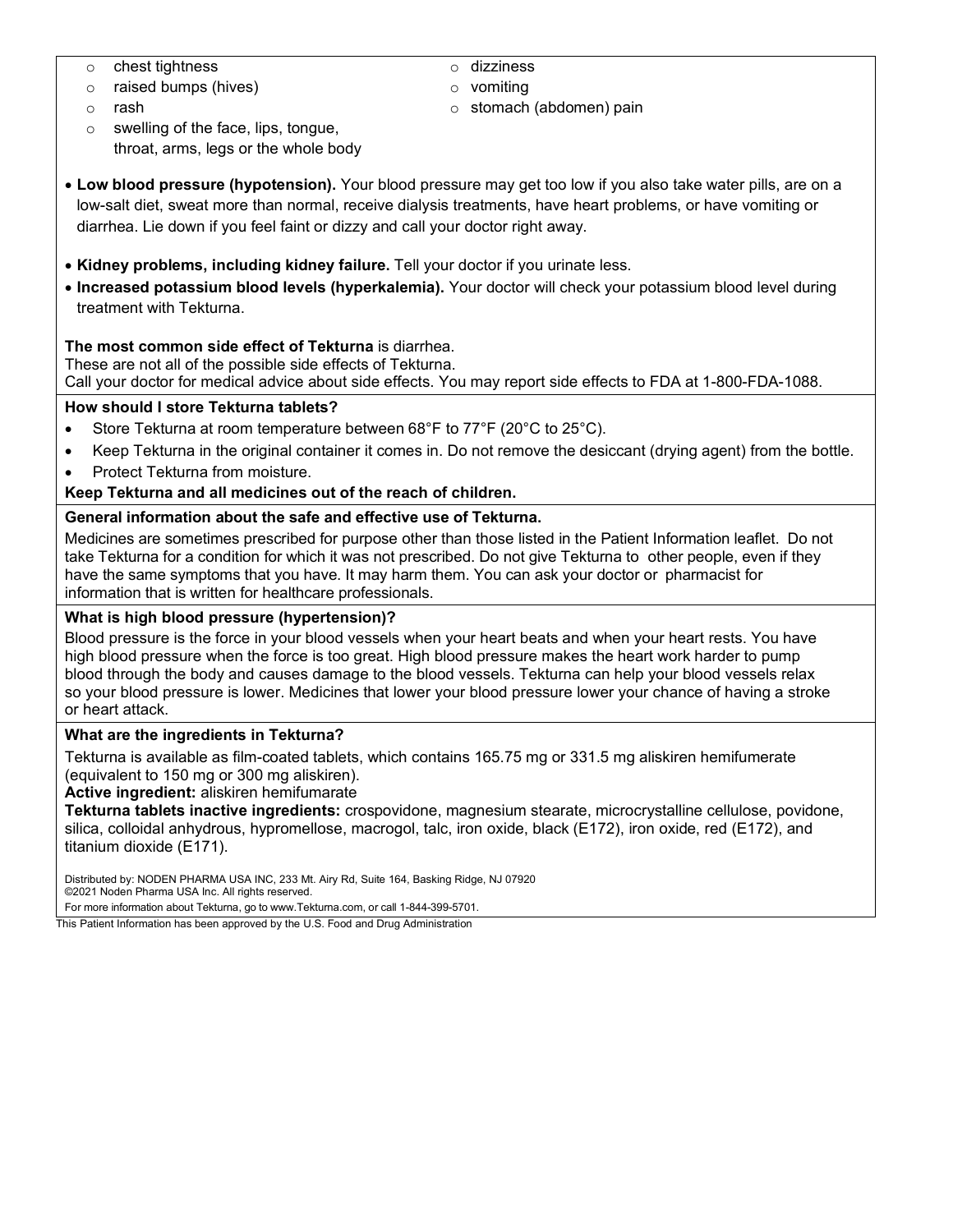- chest tightness
- raised bumps (hives)
- rash
- swelling of the face, lips, tongue, throat, arms, legs or the whole body
- dizziness
- vomiting
- stomach (abdomen) pain

- **Low blood pressure (hypotension).** Your blood pressure may get too low if you also take water pills, are on a low-salt diet, sweat more than normal, receive dialysis treatments, have heart problems, or have vomiting or diarrhea. Lie down if you feel faint or dizzy and call your doctor right away.
- **Kidney problems, including kidney failure.** Tell your doctor if you urinate less.
- **Increased potassium blood levels (hyperkalemia).** Your doctor will check your potassium blood level during treatment with Tekturna.

**The most common side effect of Tekturna** is diarrhea.
These are not all of the possible side effects of Tekturna.
Call your doctor for medical advice about side effects. You may report side effects to FDA at 1-800-FDA-1088.

**How should I store Tekturna tablets?**

- Store Tekturna at room temperature between 68°F to 77°F (20°C to 25°C).
- Keep Tekturna in the original container it comes in. Do not remove the desiccant (drying agent) from the bottle.
- Protect Tekturna from moisture.

**Keep Tekturna and all medicines out of the reach of children.**

**General information about the safe and effective use of Tekturna.**

Medicines are sometimes prescribed for purpose other than those listed in the Patient Information leaflet. Do not take Tekturna for a condition for which it was not prescribed. Do not give Tekturna to other people, even if they have the same symptoms that you have. It may harm them. You can ask your doctor or pharmacist for information that is written for healthcare professionals.

**What is high blood pressure (hypertension)?**

Blood pressure is the force in your blood vessels when your heart beats and when your heart rests. You have high blood pressure when the force is too great. High blood pressure makes the heart work harder to pump blood through the body and causes damage to the blood vessels. Tekturna can help your blood vessels relax so your blood pressure is lower. Medicines that lower your blood pressure lower your chance of having a stroke or heart attack.

**What are the ingredients in Tekturna?**

Tekturna is available as film-coated tablets, which contains 165.75 mg or 331.5 mg aliskiren hemifumerate (equivalent to 150 mg or 300 mg aliskiren).
**Active ingredient:** aliskiren hemifumarate
**Tekturna tablets inactive ingredients:** crospovidone, magnesium stearate, microcrystalline cellulose, povidone, silica, colloidal anhydrous, hypromellose, macrogol, talc, iron oxide, black (E172), iron oxide, red (E172), and titanium dioxide (E171).

Distributed by: NODEN PHARMA USA INC, 233 Mt. Airy Rd, Suite 164, Basking Ridge, NJ 07920
©2021 Noden Pharma USA Inc. All rights reserved.
For more information about Tekturna, go to www.Tekturna.com, or call 1-844-399-5701.

This Patient Information has been approved by the U.S. Food and Drug Administration